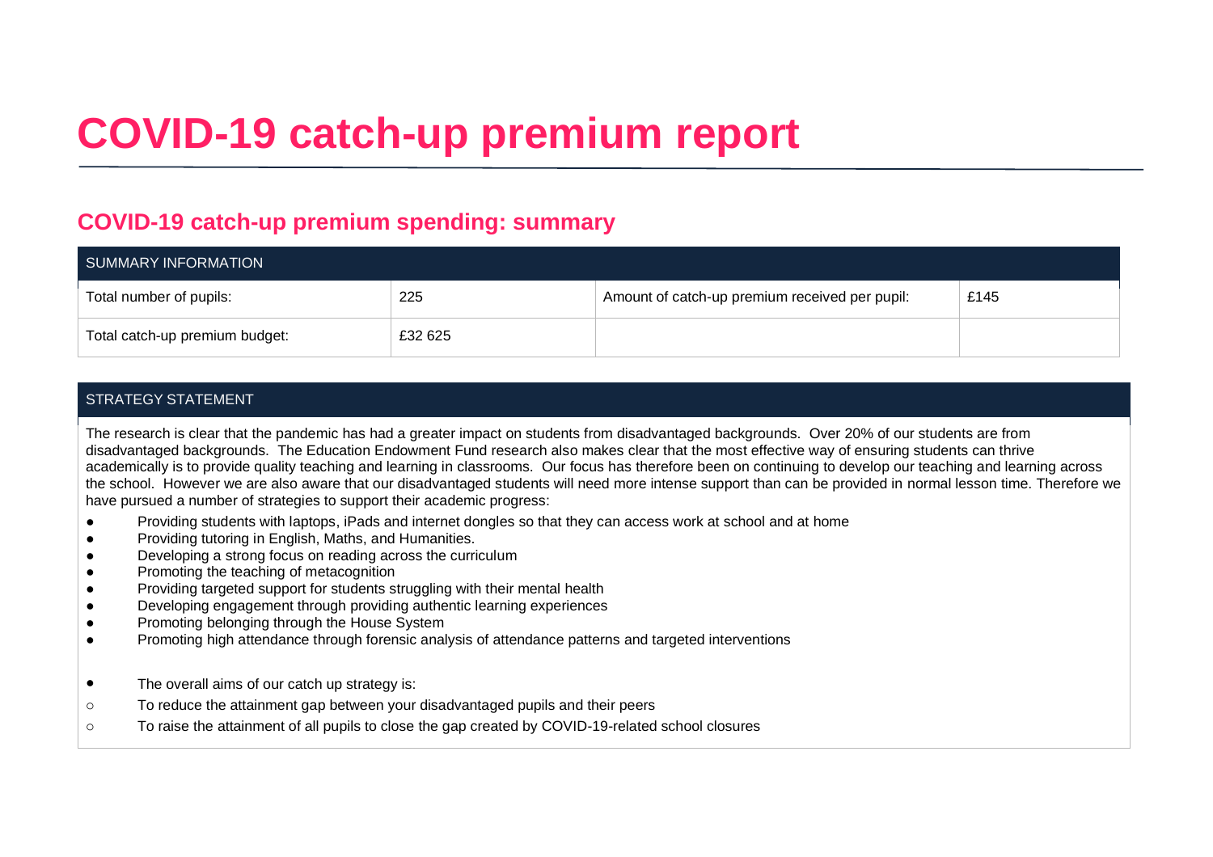# COVID-19 catch-up premium report

## COVID-19 catch-up premium spending: summary

| SUMMARY INFORMATION | | | |
|---|---|---|---|
| Total number of pupils: | 225 | Amount of catch-up premium received per pupil: | £145 |
| Total catch-up premium budget: | £32 625 | | |

| STRATEGY STATEMENT |
|---|
| The research is clear that the pandemic has had a greater impact on students from disadvantaged backgrounds. Over 20% of our students are from disadvantaged backgrounds. The Education Endowment Fund research also makes clear that the most effective way of ensuring students can thrive academically is to provide quality teaching and learning in classrooms. Our focus has therefore been on continuing to develop our teaching and learning across the school. However we are also aware that our disadvantaged students will need more intense support than can be provided in normal lesson time. Therefore we have pursued a number of strategies to support their academic progress:<br>● Providing students with laptops, iPads and internet dongles so that they can access work at school and at home<br>● Providing tutoring in English, Maths, and Humanities.<br>● Developing a strong focus on reading across the curriculum<br>● Promoting the teaching of metacognition<br>● Providing targeted support for students struggling with their mental health<br>● Developing engagement through providing authentic learning experiences<br>● Promoting belonging through the House System<br>● Promoting high attendance through forensic analysis of attendance patterns and targeted interventions<br><br>● The overall aims of our catch up strategy is:<br>○ To reduce the attainment gap between your disadvantaged pupils and their peers<br>○ To raise the attainment of all pupils to close the gap created by COVID-19-related school closures |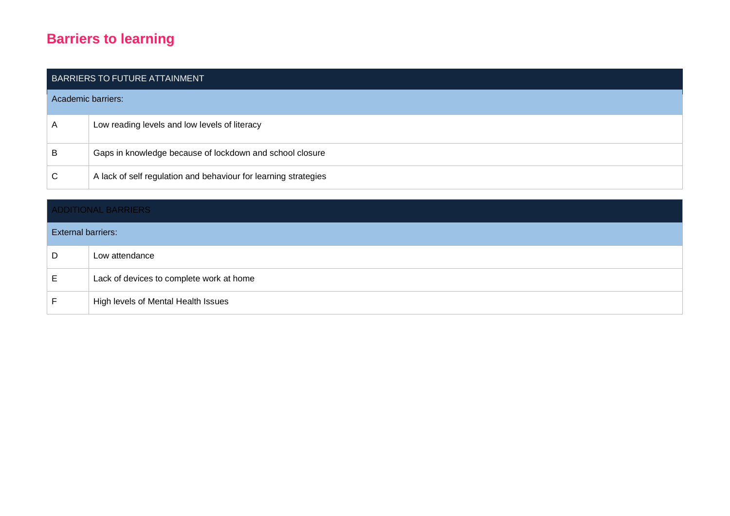# Barriers to learning

| BARRIERS TO FUTURE ATTAINMENT | |
|---|---|
| Academic barriers: | |
| A | Low reading levels and low levels of literacy |
| B | Gaps in knowledge because of lockdown and school closure |
| C | A lack of self regulation and behaviour for learning strategies |

| ADDITIONAL BARRIERS | |
|---|---|
| External barriers: | |
| D | Low attendance |
| E | Lack of devices to complete work at home |
| F | High levels of Mental Health Issues |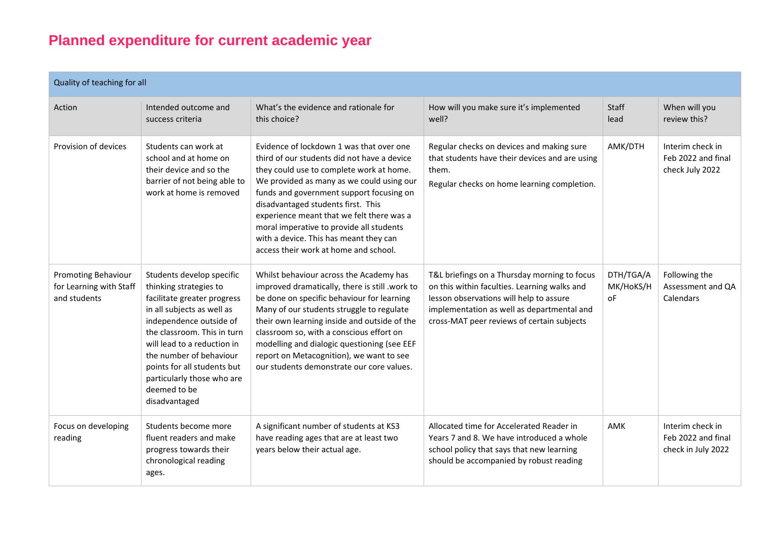## Planned expenditure for current academic year

| Quality of teaching for all | | | | | |
|---|---|---|---|---|---|
| Action | Intended outcome and success criteria | What's the evidence and rationale for this choice? | How will you make sure it's implemented well? | Staff lead | When will you review this? |
| Provision of devices | Students can work at school and at home on their device and so the barrier of not being able to work at home is removed | Evidence of lockdown 1 was that over one third of our students did not have a device they could use to complete work at home. We provided as many as we could using our funds and government support focusing on disadvantaged students first. This experience meant that we felt there was a moral imperative to provide all students with a device. This has meant they can access their work at home and school. | Regular checks on devices and making sure that students have their devices and are using them.<br>Regular checks on home learning completion. | AMK/DTH | Interim check in Feb 2022 and final check July 2022 |
| Promoting Behaviour for Learning with Staff and students | Students develop specific thinking strategies to facilitate greater progress in all subjects as well as independence outside of the classroom. This in turn will lead to a reduction in the number of behaviour points for all students but particularly those who are deemed to be disadvantaged | Whilst behaviour across the Academy has improved dramatically, there is still .work to be done on specific behaviour for learning Many of our students struggle to regulate their own learning inside and outside of the classroom so, with a conscious effort on modelling and dialogic questioning (see EEF report on Metacognition), we want to see our students demonstrate our core values. | T&L briefings on a Thursday morning to focus on this within faculties. Learning walks and lesson observations will help to assure implementation as well as departmental and cross-MAT peer reviews of certain subjects | DTH/TGA/AMK/HoKS/HoF | Following the Assessment and QA Calendars |
| Focus on developing reading | Students become more fluent readers and make progress towards their chronological reading ages. | A significant number of students at KS3 have reading ages that are at least two years below their actual age. | Allocated time for Accelerated Reader in Years 7 and 8. We have introduced a whole school policy that says that new learning should be accompanied by robust reading | AMK | Interim check in Feb 2022 and final check in July 2022 |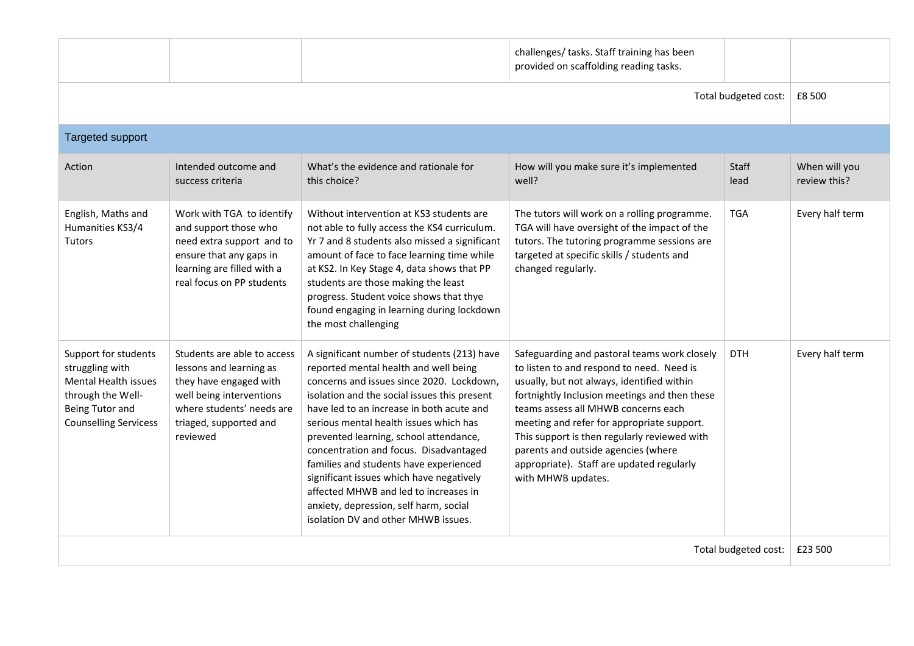| | | | challenges/ tasks. Staff training has been provided on scaffolding reading tasks. | | |
|---|---|---|---|---|---|
| | | | | Total budgeted cost: | £8 500 |

| Targeted support | | | | | |
|---|---|---|---|---|---|
| Action | Intended outcome and success criteria | What's the evidence and rationale for this choice? | How will you make sure it's implemented well? | Staff lead | When will you review this? |
| English, Maths and Humanities KS3/4 Tutors | Work with TGA to identify and support those who need extra support and to ensure that any gaps in learning are filled with a real focus on PP students | Without intervention at KS3 students are not able to fully access the KS4 curriculum. Yr 7 and 8 students also missed a significant amount of face to face learning time while at KS2. In Key Stage 4, data shows that PP students are those making the least progress. Student voice shows that thye found engaging in learning during lockdown the most challenging | The tutors will work on a rolling programme. TGA will have oversight of the impact of the tutors. The tutoring programme sessions are targeted at specific skills / students and changed regularly. | TGA | Every half term |
| Support for students struggling with Mental Health issues through the Well-Being Tutor and Counselling Servicess | Students are able to access lessons and learning as they have engaged with well being interventions where students' needs are triaged, supported and reviewed | A significant number of students (213) have reported mental health and well being concerns and issues since 2020. Lockdown, isolation and the social issues this present have led to an increase in both acute and serious mental health issues which has prevented learning, school attendance, concentration and focus. Disadvantaged families and students have experienced significant issues which have negatively affected MHWB and led to increases in anxiety, depression, self harm, social isolation DV and other MHWB issues. | Safeguarding and pastoral teams work closely to listen to and respond to need. Need is usually, but not always, identified within fortnightly Inclusion meetings and then these teams assess all MHWB concerns each meeting and refer for appropriate support. This support is then regularly reviewed with parents and outside agencies (where appropriate). Staff are updated regularly with MHWB updates. | DTH | Every half term |
| | | | | Total budgeted cost: | £23 500 |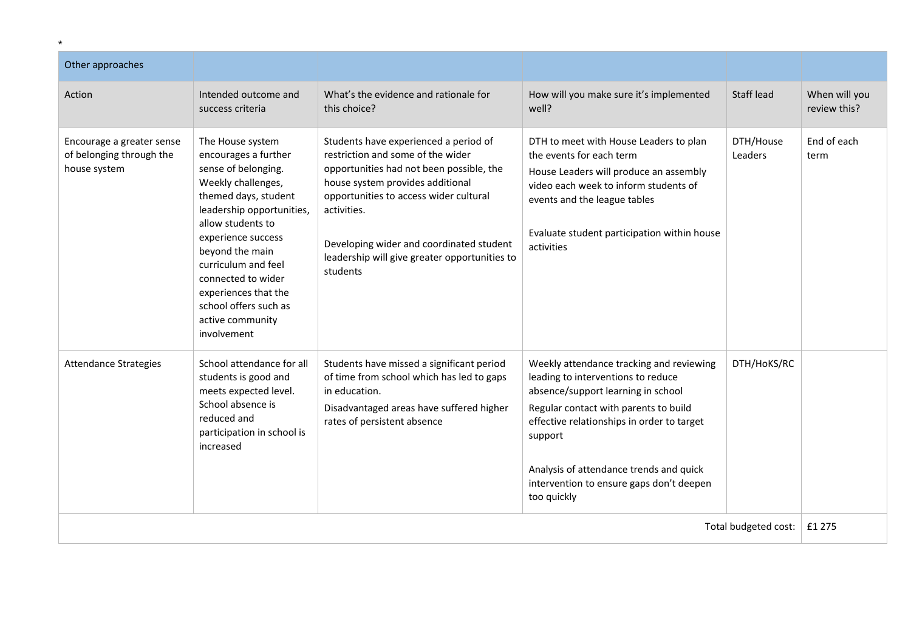*

| Other approaches | | | | | |
|---|---|---|---|---|---|
| Action | Intended outcome and success criteria | What's the evidence and rationale for this choice? | How will you make sure it's implemented well? | Staff lead | When will you review this? |
| Encourage a greater sense of belonging through the house system | The House system encourages a further sense of belonging. Weekly challenges, themed days, student leadership opportunities, allow students to experience success beyond the main curriculum and feel connected to wider experiences that the school offers such as active community involvement | Students have experienced a period of restriction and some of the wider opportunities had not been possible, the house system provides additional opportunities to access wider cultural activities.<br><br>Developing wider and coordinated student leadership will give greater opportunities to students | DTH to meet with House Leaders to plan the events for each term<br>House Leaders will produce an assembly video each week to inform students of events and the league tables<br><br>Evaluate student participation within house activities | DTH/House Leaders | End of each term |
| Attendance Strategies | School attendance for all students is good and meets expected level. School absence is reduced and participation in school is increased | Students have missed a significant period of time from school which has led to gaps in education.<br>Disadvantaged areas have suffered higher rates of persistent absence | Weekly attendance tracking and reviewing leading to interventions to reduce absence/support learning in school<br>Regular contact with parents to build effective relationships in order to target support<br><br>Analysis of attendance trends and quick intervention to ensure gaps don't deepen too quickly | DTH/HoKS/RC | |
| | | | | Total budgeted cost: | £1 275 |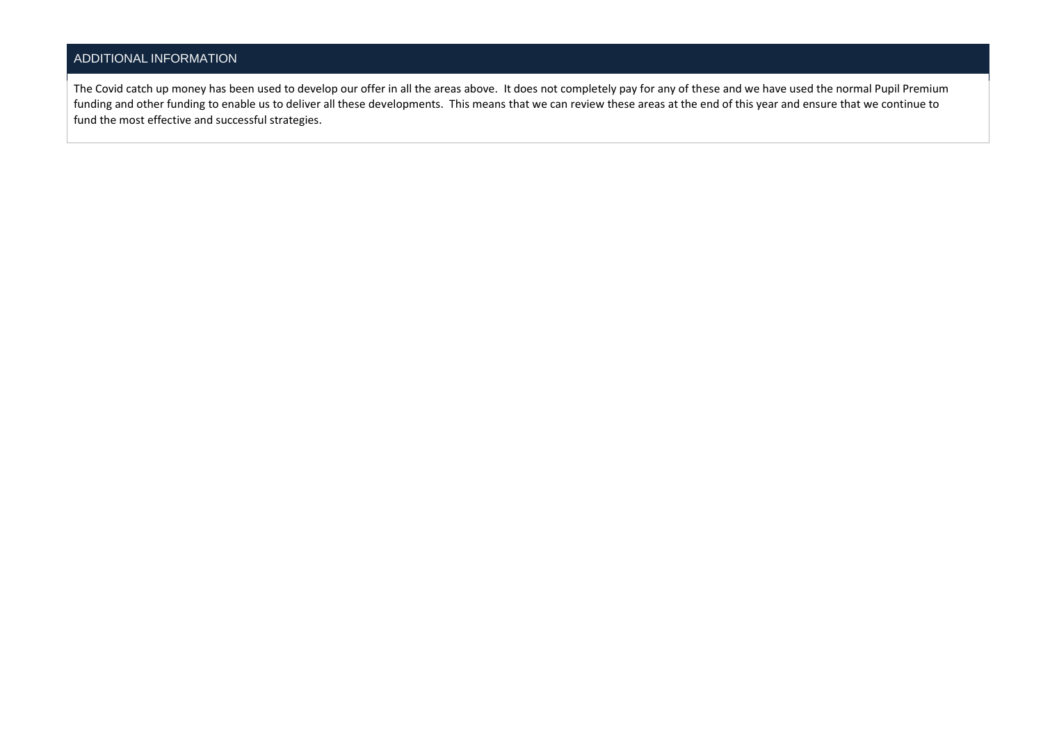## ADDITIONAL INFORMATION

The Covid catch up money has been used to develop our offer in all the areas above. It does not completely pay for any of these and we have used the normal Pupil Premium funding and other funding to enable us to deliver all these developments. This means that we can review these areas at the end of this year and ensure that we continue to fund the most effective and successful strategies.